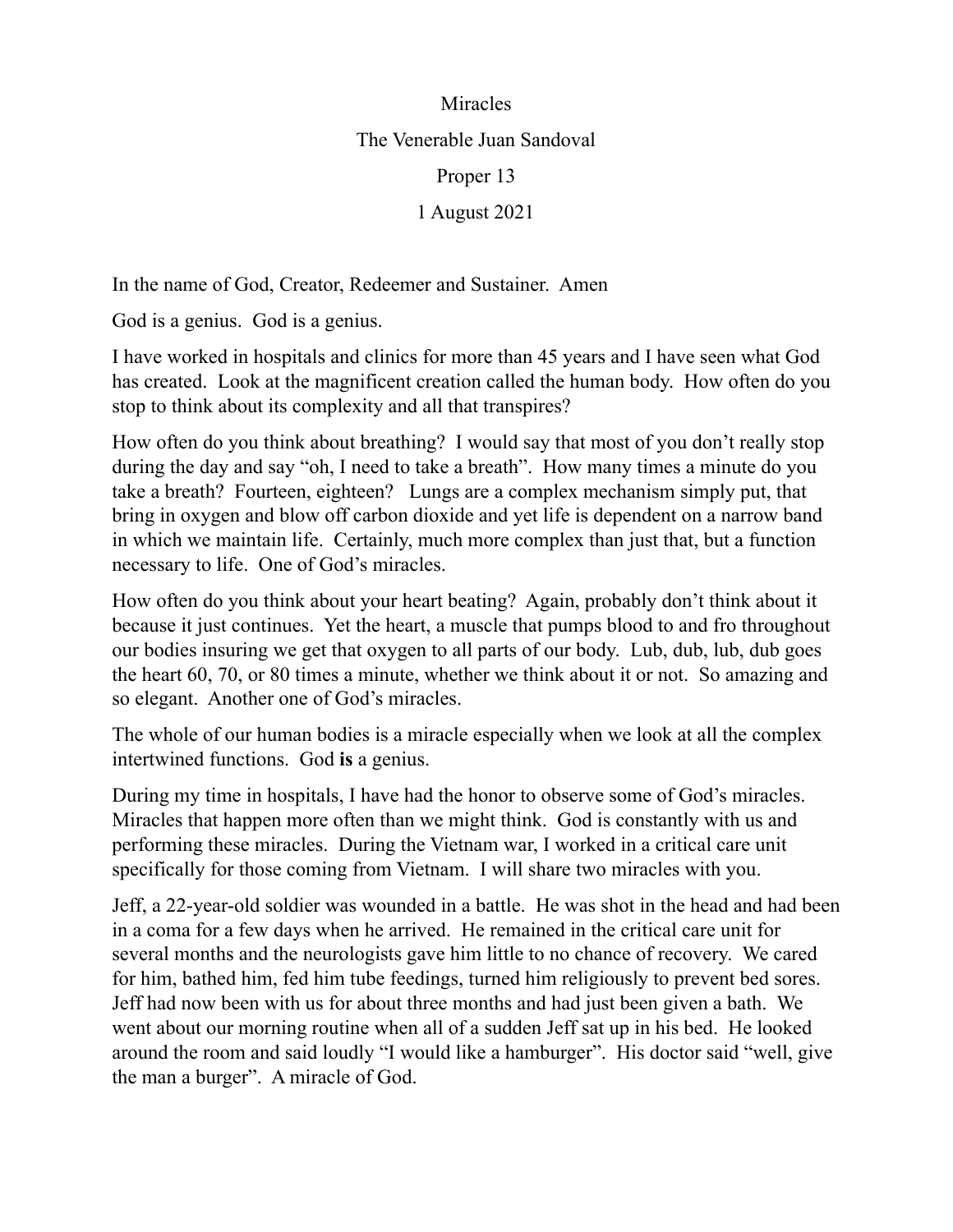# Miracles

The Venerable Juan Sandoval

Proper 13

1 August 2021

In the name of God, Creator, Redeemer and Sustainer. Amen

God is a genius. God is a genius.

I have worked in hospitals and clinics for more than 45 years and I have seen what God has created. Look at the magnificent creation called the human body. How often do you stop to think about its complexity and all that transpires?

How often do you think about breathing? I would say that most of you don't really stop during the day and say "oh, I need to take a breath". How many times a minute do you take a breath? Fourteen, eighteen? Lungs are a complex mechanism simply put, that bring in oxygen and blow off carbon dioxide and yet life is dependent on a narrow band in which we maintain life. Certainly, much more complex than just that, but a function necessary to life. One of God's miracles.

How often do you think about your heart beating? Again, probably don't think about it because it just continues. Yet the heart, a muscle that pumps blood to and fro throughout our bodies insuring we get that oxygen to all parts of our body. Lub, dub, lub, dub goes the heart 60, 70, or 80 times a minute, whether we think about it or not. So amazing and so elegant. Another one of God's miracles.

The whole of our human bodies is a miracle especially when we look at all the complex intertwined functions. God **is** a genius.

During my time in hospitals, I have had the honor to observe some of God's miracles. Miracles that happen more often than we might think. God is constantly with us and performing these miracles. During the Vietnam war, I worked in a critical care unit specifically for those coming from Vietnam. I will share two miracles with you.

Jeff, a 22-year-old soldier was wounded in a battle. He was shot in the head and had been in a coma for a few days when he arrived. He remained in the critical care unit for several months and the neurologists gave him little to no chance of recovery. We cared for him, bathed him, fed him tube feedings, turned him religiously to prevent bed sores. Jeff had now been with us for about three months and had just been given a bath. We went about our morning routine when all of a sudden Jeff sat up in his bed. He looked around the room and said loudly "I would like a hamburger". His doctor said "well, give the man a burger". A miracle of God.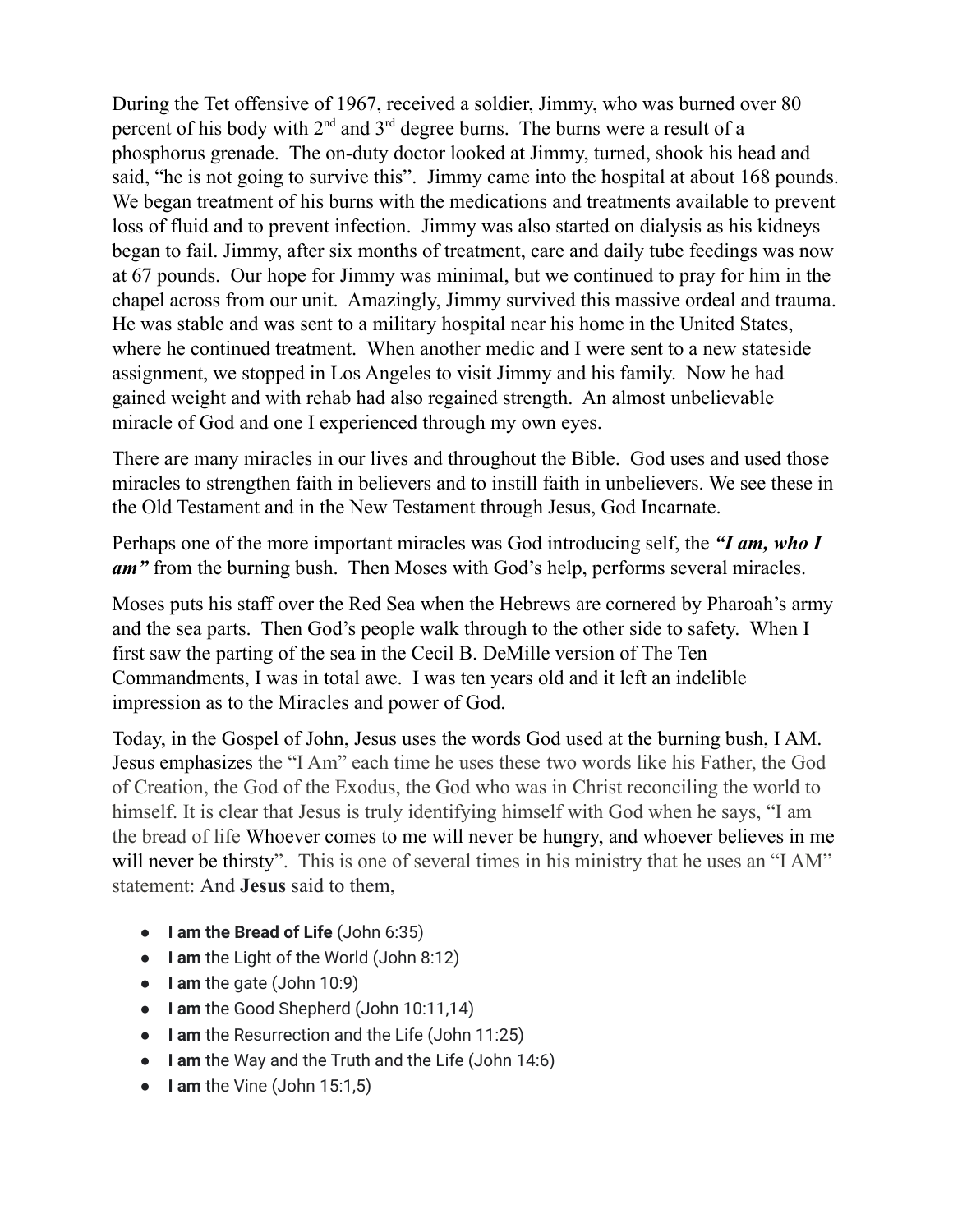During the Tet offensive of 1967, received a soldier, Jimmy, who was burned over 80 percent of his body with 2nd and 3rd degree burns. The burns were a result of a phosphorus grenade. The on-duty doctor looked at Jimmy, turned, shook his head and said, "he is not going to survive this". Jimmy came into the hospital at about 168 pounds. We began treatment of his burns with the medications and treatments available to prevent loss of fluid and to prevent infection. Jimmy was also started on dialysis as his kidneys began to fail. Jimmy, after six months of treatment, care and daily tube feedings was now at 67 pounds. Our hope for Jimmy was minimal, but we continued to pray for him in the chapel across from our unit. Amazingly, Jimmy survived this massive ordeal and trauma. He was stable and was sent to a military hospital near his home in the United States, where he continued treatment. When another medic and I were sent to a new stateside assignment, we stopped in Los Angeles to visit Jimmy and his family. Now he had gained weight and with rehab had also regained strength. An almost unbelievable miracle of God and one I experienced through my own eyes.

There are many miracles in our lives and throughout the Bible. God uses and used those miracles to strengthen faith in believers and to instill faith in unbelievers. We see these in the Old Testament and in the New Testament through Jesus, God Incarnate.

Perhaps one of the more important miracles was God introducing self, the ***"I am, who I am"*** from the burning bush. Then Moses with God's help, performs several miracles.

Moses puts his staff over the Red Sea when the Hebrews are cornered by Pharoah's army and the sea parts. Then God's people walk through to the other side to safety. When I first saw the parting of the sea in the Cecil B. DeMille version of The Ten Commandments, I was in total awe. I was ten years old and it left an indelible impression as to the Miracles and power of God.

Today, in the Gospel of John, Jesus uses the words God used at the burning bush, I AM. Jesus emphasizes the "I Am" each time he uses these two words like his Father, the God of Creation, the God of the Exodus, the God who was in Christ reconciling the world to himself. It is clear that Jesus is truly identifying himself with God when he says, "I am the bread of life Whoever comes to me will never be hungry, and whoever believes in me will never be thirsty". This is one of several times in his ministry that he uses an "I AM" statement: And **Jesus** said to them,

- **I am the Bread of Life** (John 6:35)
- **I am** the Light of the World (John 8:12)
- **I am** the gate (John 10:9)
- **I am** the Good Shepherd (John 10:11,14)
- **I am** the Resurrection and the Life (John 11:25)
- **I am** the Way and the Truth and the Life (John 14:6)
- **I am** the Vine (John 15:1,5)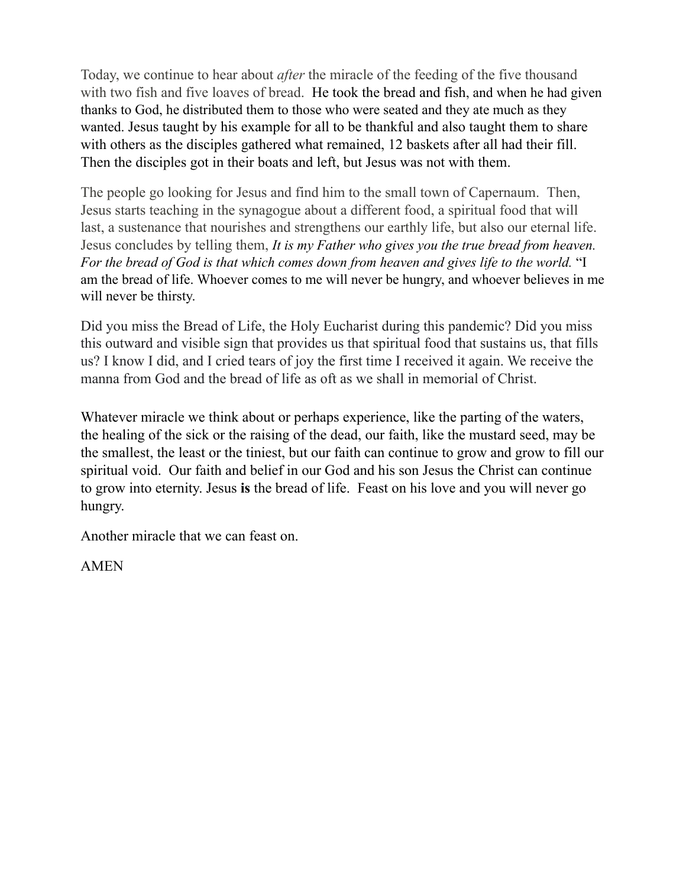Today, we continue to hear about *after* the miracle of the feeding of the five thousand with two fish and five loaves of bread. He took the bread and fish, and when he had given thanks to God, he distributed them to those who were seated and they ate much as they wanted. Jesus taught by his example for all to be thankful and also taught them to share with others as the disciples gathered what remained, 12 baskets after all had their fill. Then the disciples got in their boats and left, but Jesus was not with them.

The people go looking for Jesus and find him to the small town of Capernaum. Then, Jesus starts teaching in the synagogue about a different food, a spiritual food that will last, a sustenance that nourishes and strengthens our earthly life, but also our eternal life. Jesus concludes by telling them, *It is my Father who gives you the true bread from heaven. For the bread of God is that which comes down from heaven and gives life to the world.* "I am the bread of life. Whoever comes to me will never be hungry, and whoever believes in me will never be thirsty.

Did you miss the Bread of Life, the Holy Eucharist during this pandemic? Did you miss this outward and visible sign that provides us that spiritual food that sustains us, that fills us? I know I did, and I cried tears of joy the first time I received it again. We receive the manna from God and the bread of life as oft as we shall in memorial of Christ.

Whatever miracle we think about or perhaps experience, like the parting of the waters, the healing of the sick or the raising of the dead, our faith, like the mustard seed, may be the smallest, the least or the tiniest, but our faith can continue to grow and grow to fill our spiritual void. Our faith and belief in our God and his son Jesus the Christ can continue to grow into eternity. Jesus **is** the bread of life. Feast on his love and you will never go hungry.

Another miracle that we can feast on.

AMEN